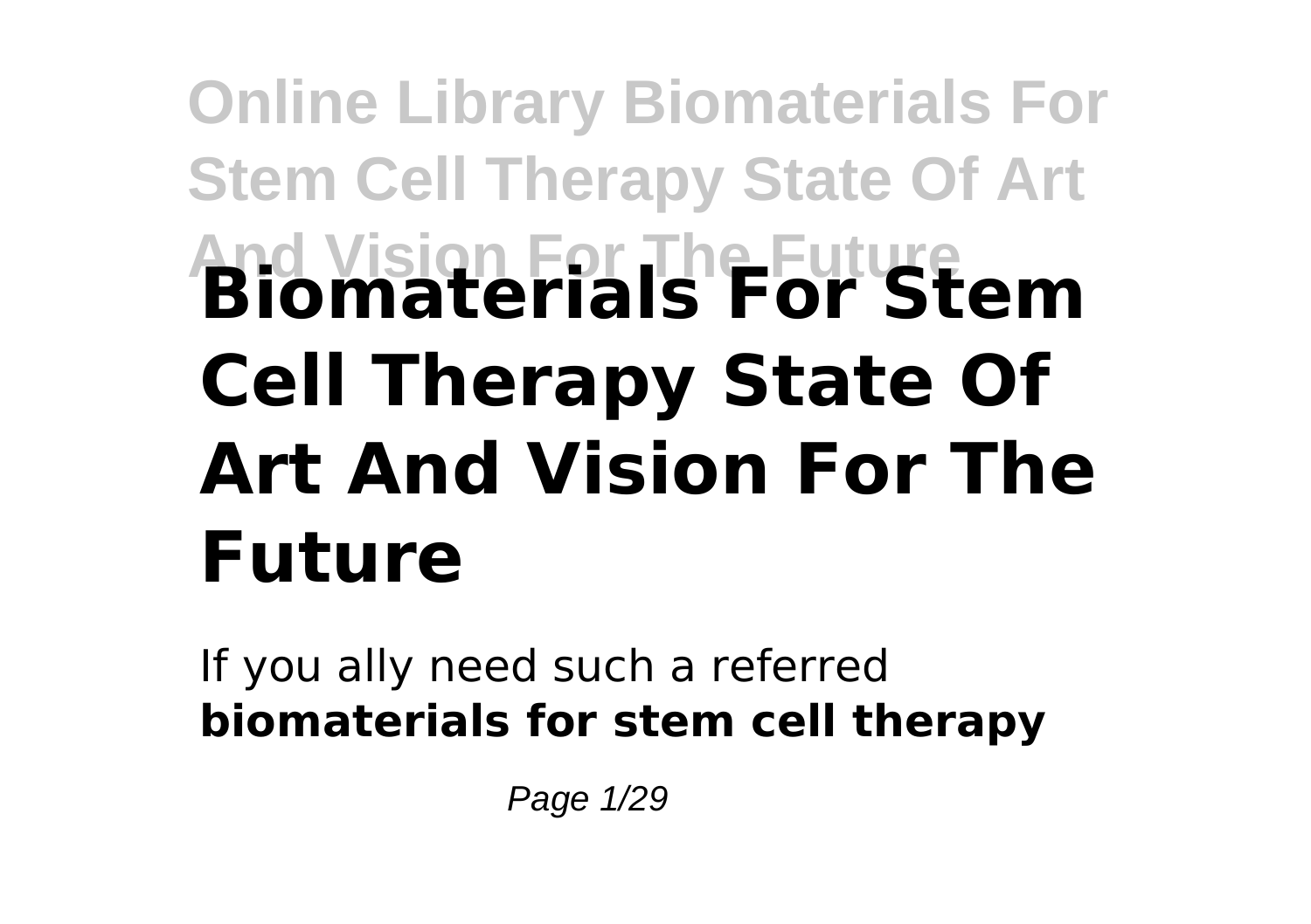# Biomaterials For Stem Cell Therapy State Of Art And Vision For The Future

If you ally need such a referred **biomaterials for stem cell therapy**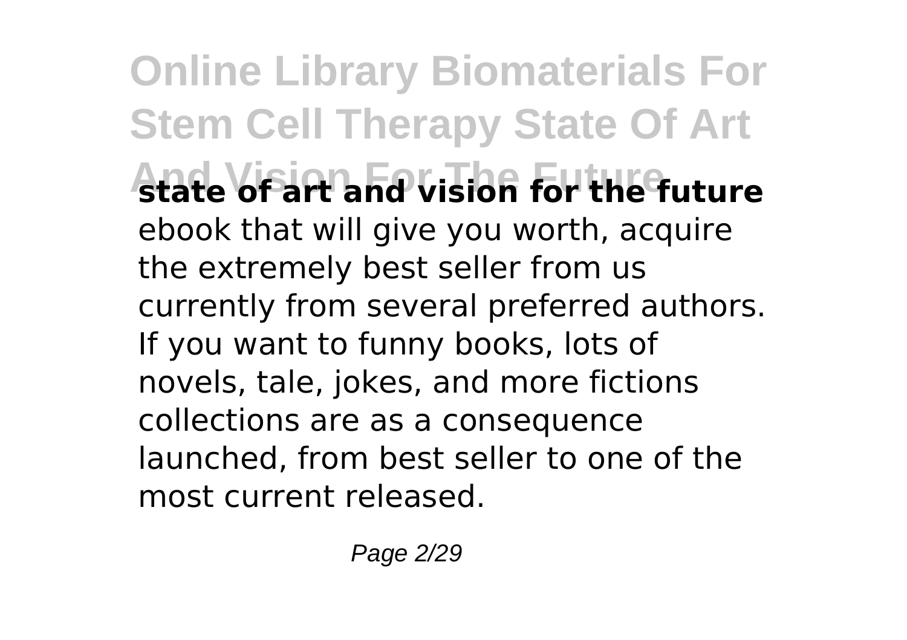**state of art and vision for the future** ebook that will give you worth, acquire the extremely best seller from us currently from several preferred authors. If you want to funny books, lots of novels, tale, jokes, and more fictions collections are as a consequence launched, from best seller to one of the most current released.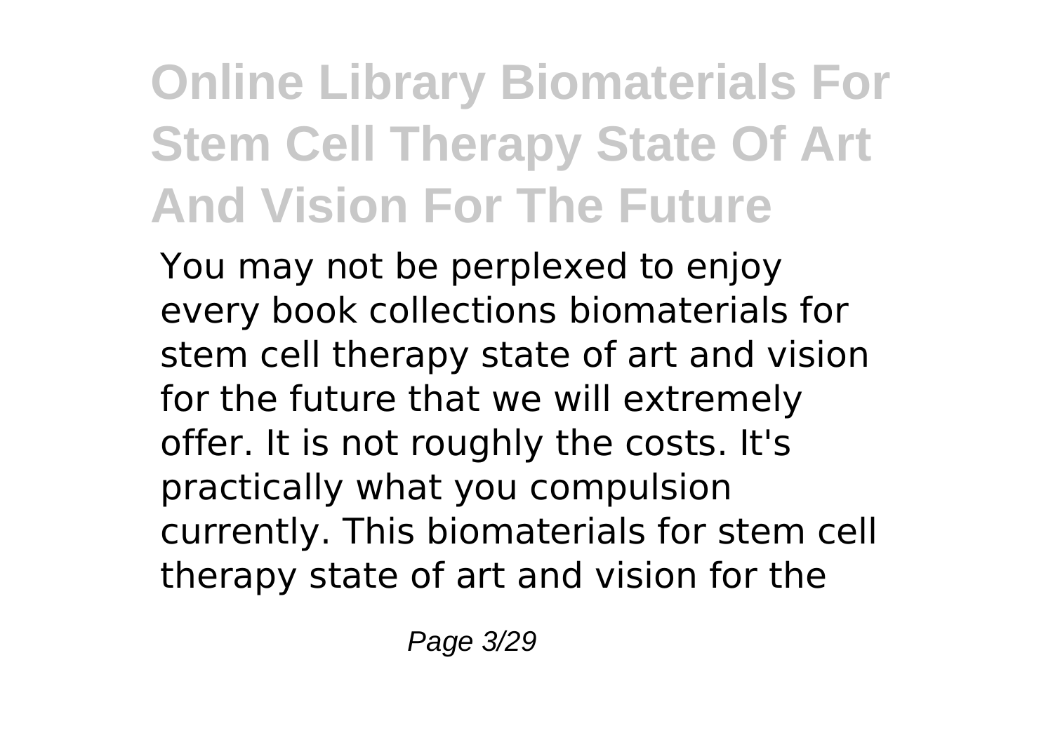You may not be perplexed to enjoy every book collections biomaterials for stem cell therapy state of art and vision for the future that we will extremely offer. It is not roughly the costs. It's practically what you compulsion currently. This biomaterials for stem cell therapy state of art and vision for the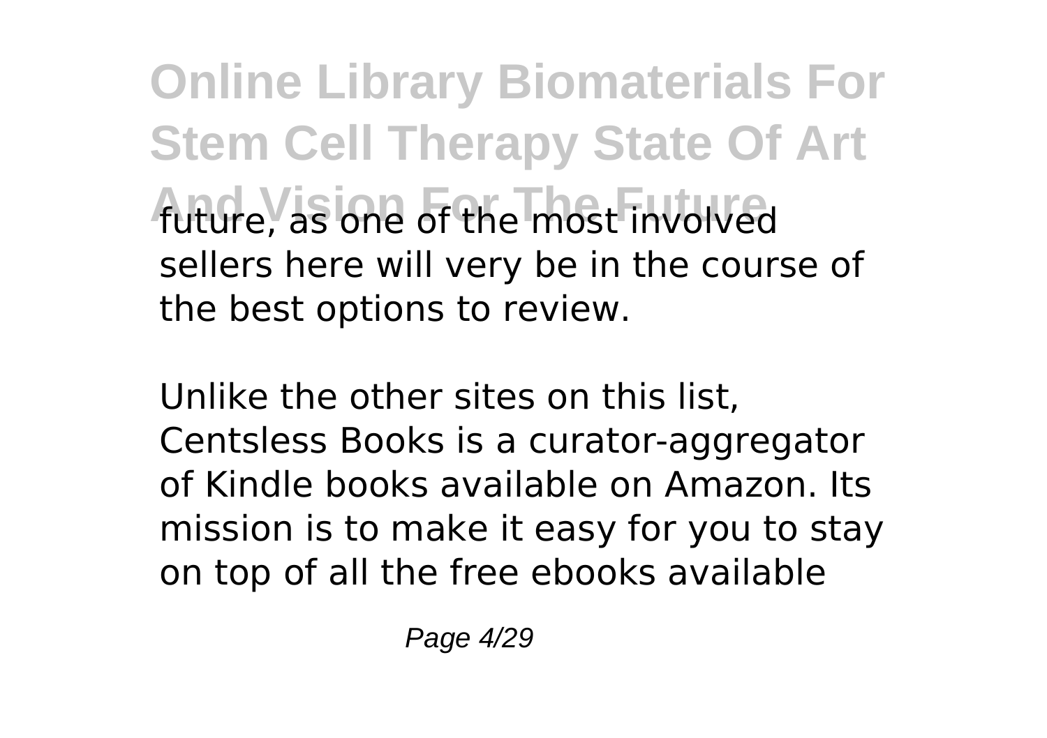future, as one of the most involved sellers here will very be in the course of the best options to review.

Unlike the other sites on this list, Centsless Books is a curator-aggregator of Kindle books available on Amazon. Its mission is to make it easy for you to stay on top of all the free ebooks available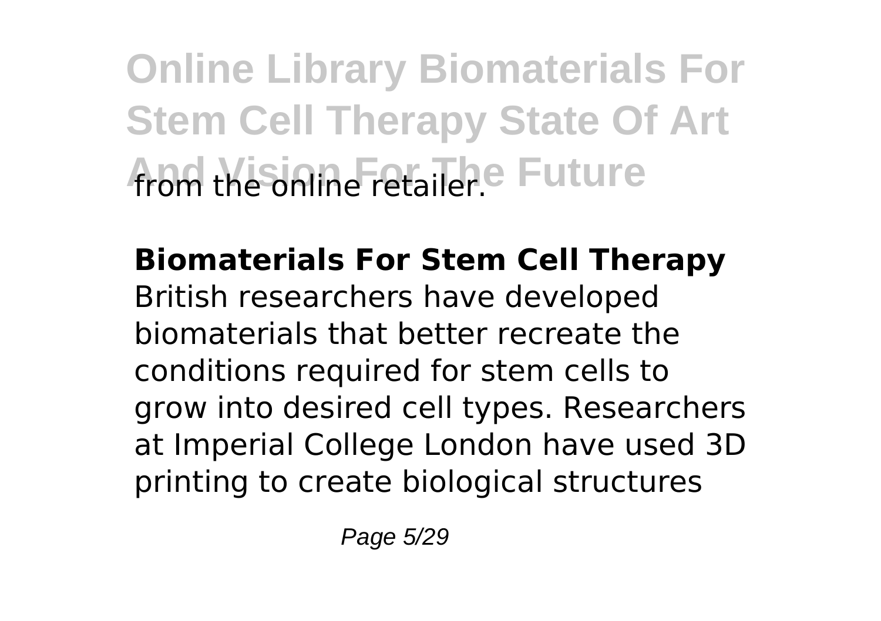from the online retailer.

**Biomaterials For Stem Cell Therapy**

British researchers have developed biomaterials that better recreate the conditions required for stem cells to grow into desired cell types. Researchers at Imperial College London have used 3D printing to create biological structures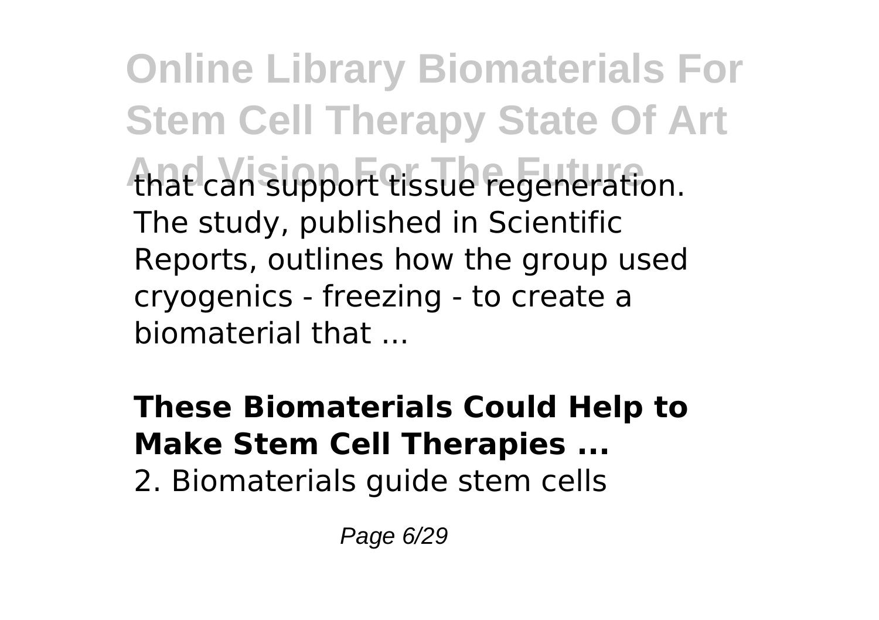that can support tissue regeneration. The study, published in Scientific Reports, outlines how the group used cryogenics - freezing - to create a biomaterial that ...

**These Biomaterials Could Help to Make Stem Cell Therapies ...**

2. Biomaterials guide stem cells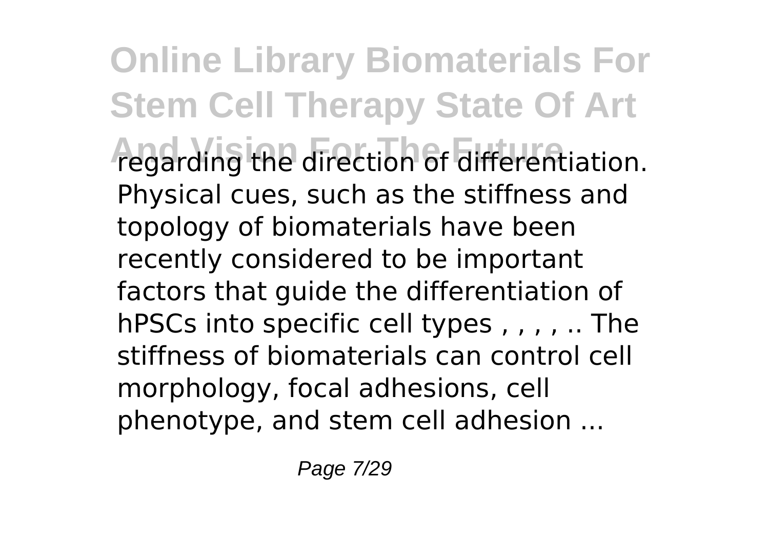regarding the direction of differentiation. Physical cues, such as the stiffness and topology of biomaterials have been recently considered to be important factors that guide the differentiation of hPSCs into specific cell types , , , , .. The stiffness of biomaterials can control cell morphology, focal adhesions, cell phenotype, and stem cell adhesion ...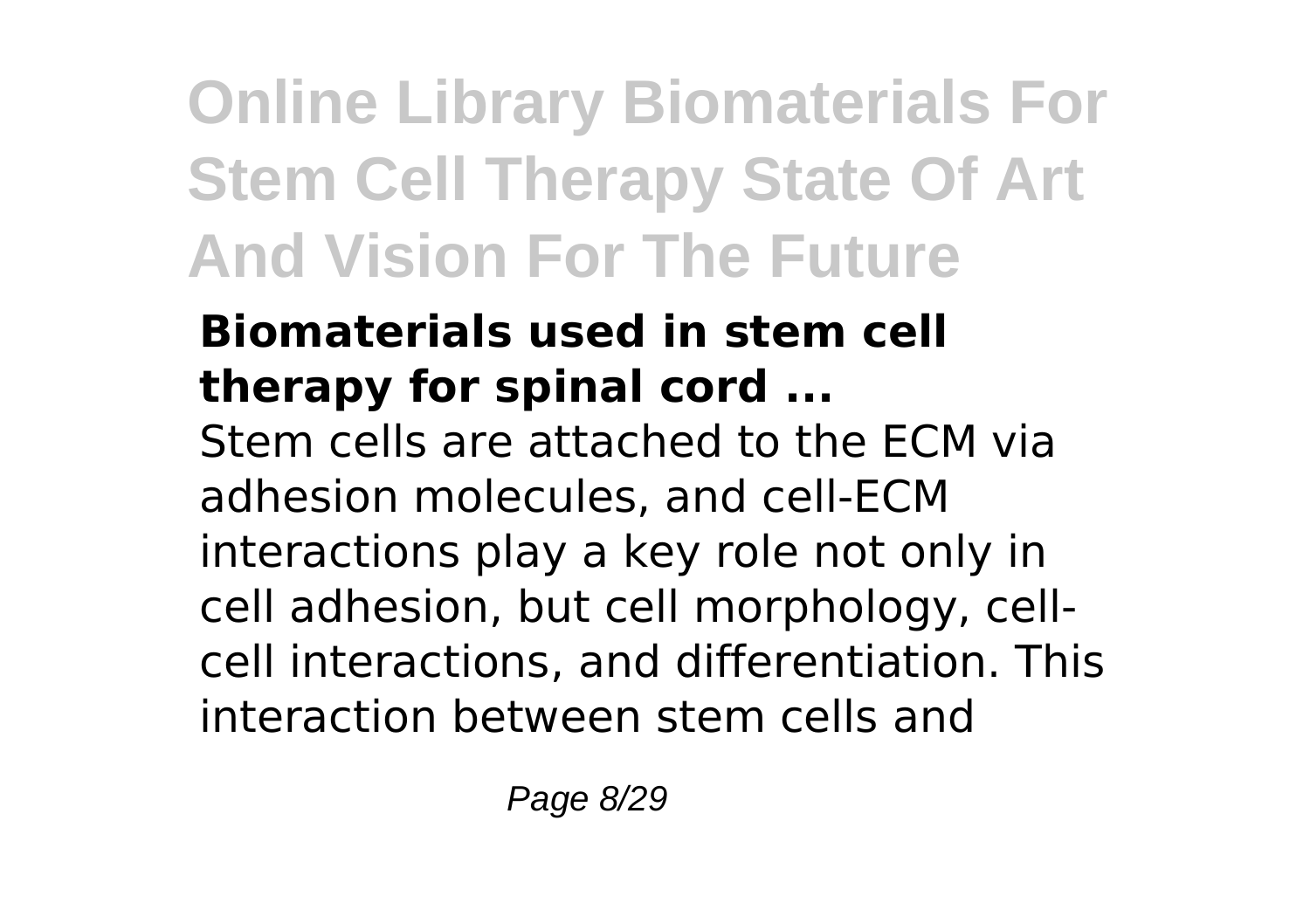### Biomaterials used in stem cell therapy for spinal cord ...

Stem cells are attached to the ECM via adhesion molecules, and cell-ECM interactions play a key role not only in cell adhesion, but cell morphology, cell-cell interactions, and differentiation. This interaction between stem cells and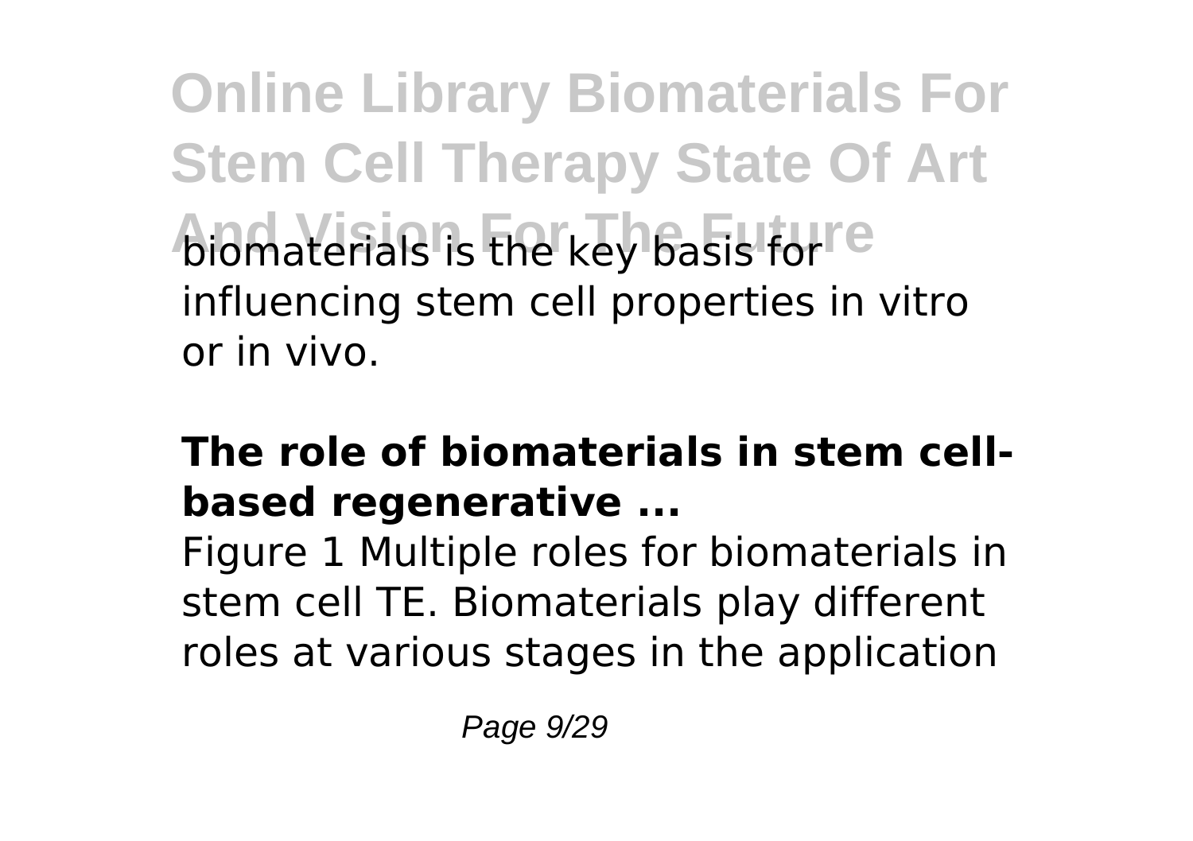biomaterials is the key basis for influencing stem cell properties in vitro or in vivo.

### The role of biomaterials in stem cell-based regenerative ...

Figure 1 Multiple roles for biomaterials in stem cell TE. Biomaterials play different roles at various stages in the application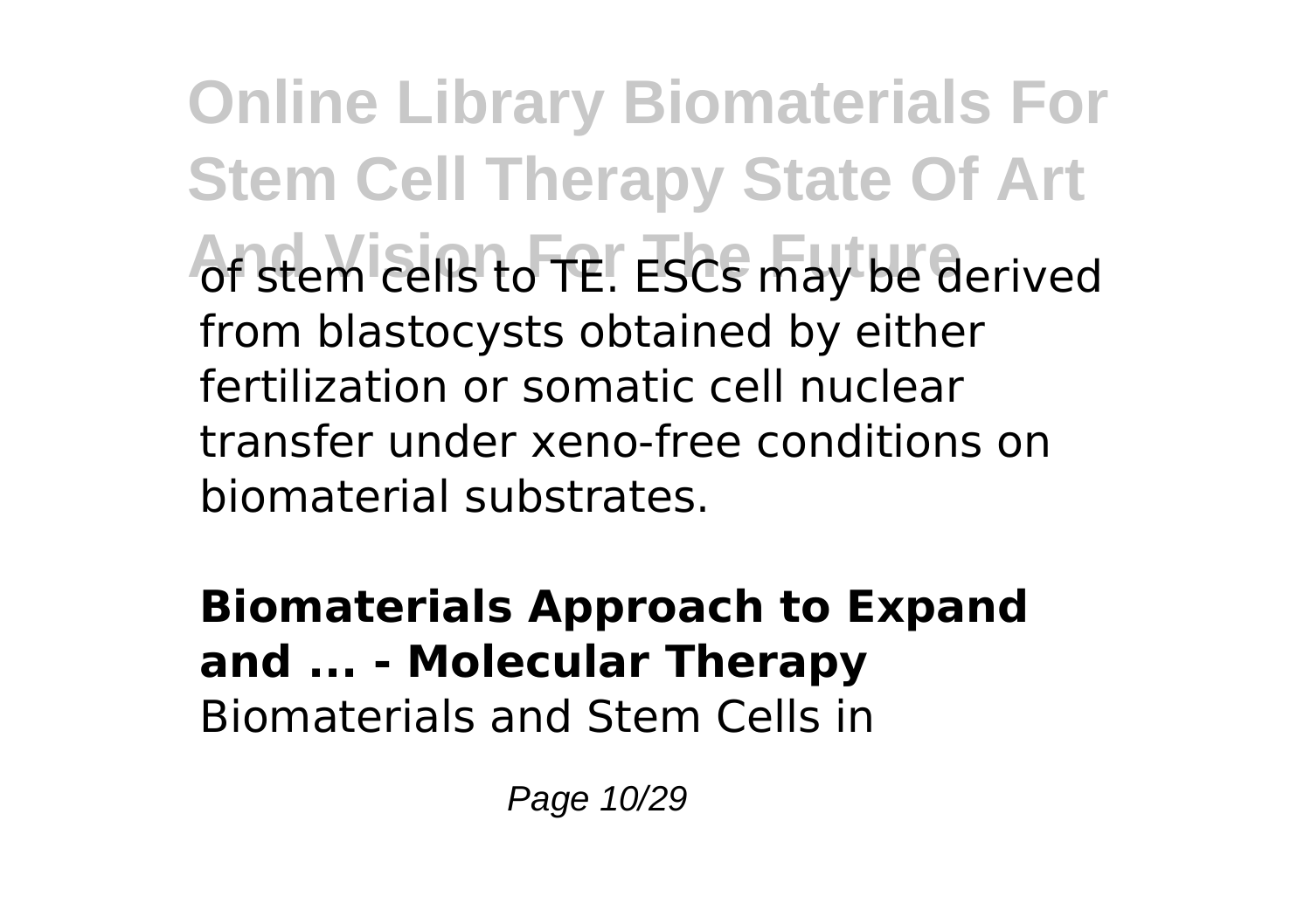of stem cells to TE. ESCs may be derived from blastocysts obtained by either fertilization or somatic cell nuclear transfer under xeno-free conditions on biomaterial substrates.

**Biomaterials Approach to Expand and ... - Molecular Therapy**

Biomaterials and Stem Cells in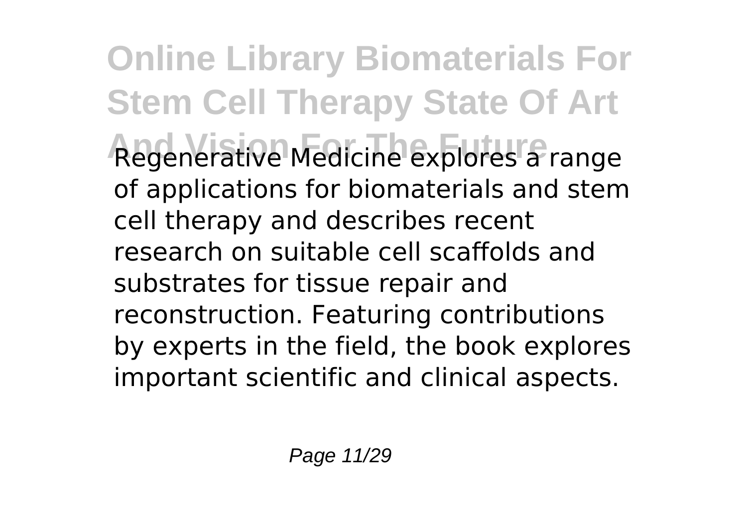Regenerative Medicine explores a range of applications for biomaterials and stem cell therapy and describes recent research on suitable cell scaffolds and substrates for tissue repair and reconstruction. Featuring contributions by experts in the field, the book explores important scientific and clinical aspects.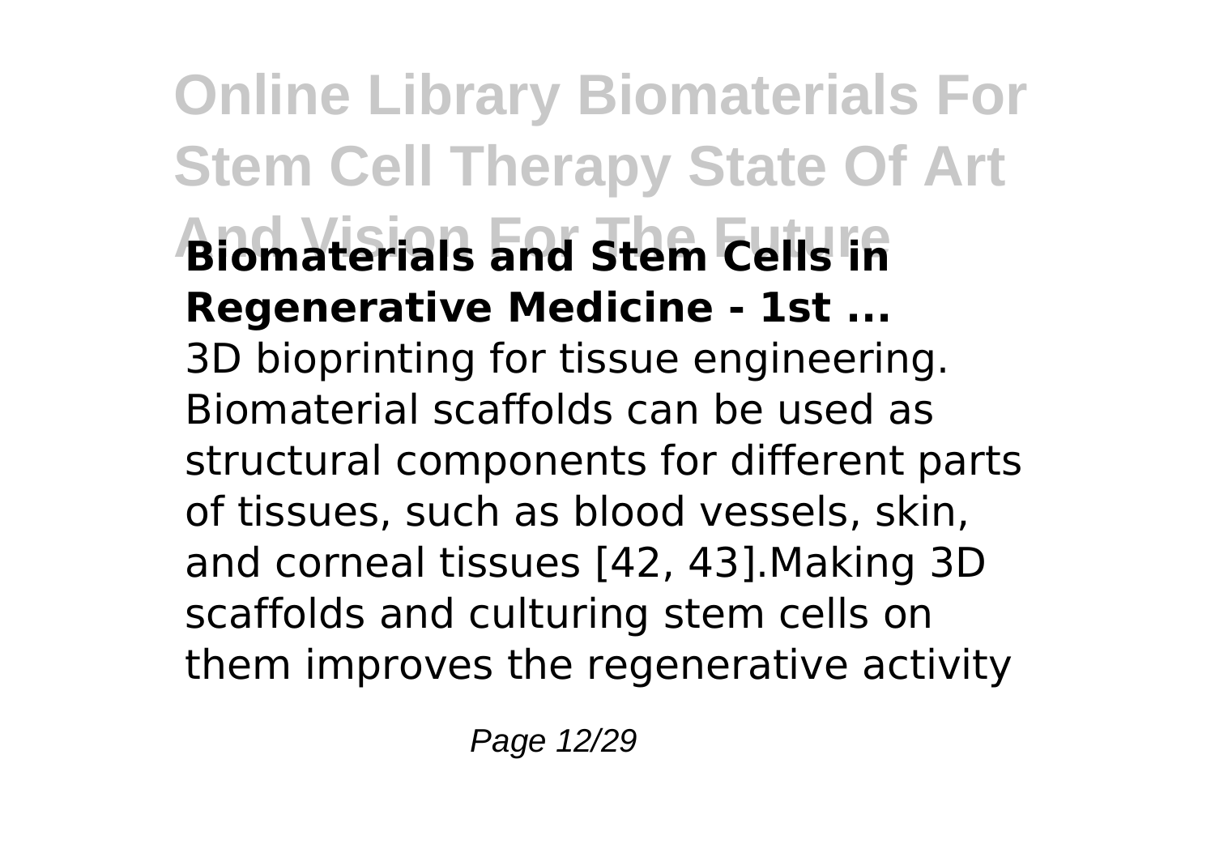**Biomaterials and Stem Cells in Regenerative Medicine - 1st ...**

3D bioprinting for tissue engineering. Biomaterial scaffolds can be used as structural components for different parts of tissues, such as blood vessels, skin, and corneal tissues [42, 43].Making 3D scaffolds and culturing stem cells on them improves the regenerative activity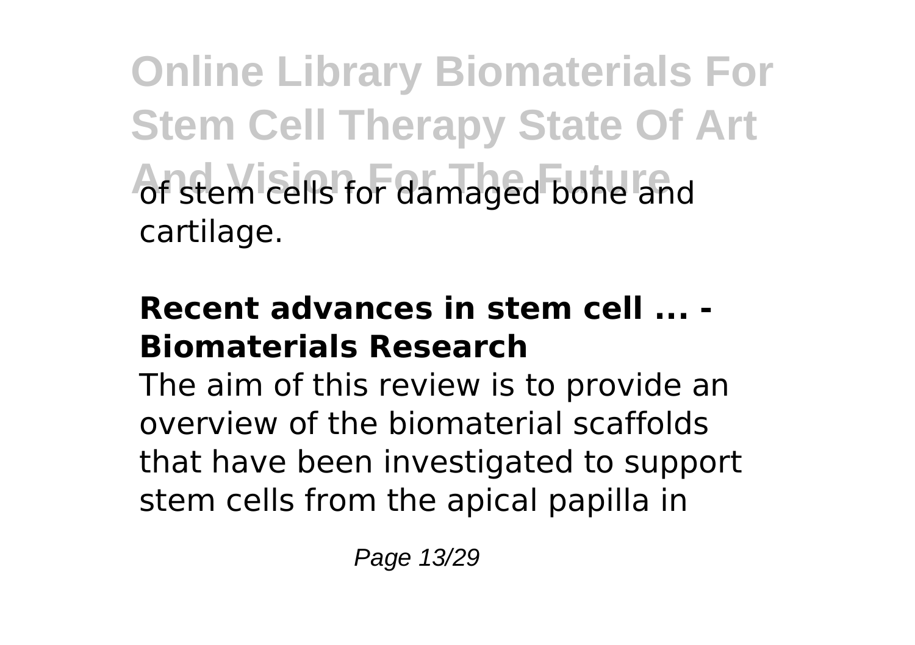of stem cells for damaged bone and cartilage.

### Recent advances in stem cell ... - Biomaterials Research

The aim of this review is to provide an overview of the biomaterial scaffolds that have been investigated to support stem cells from the apical papilla in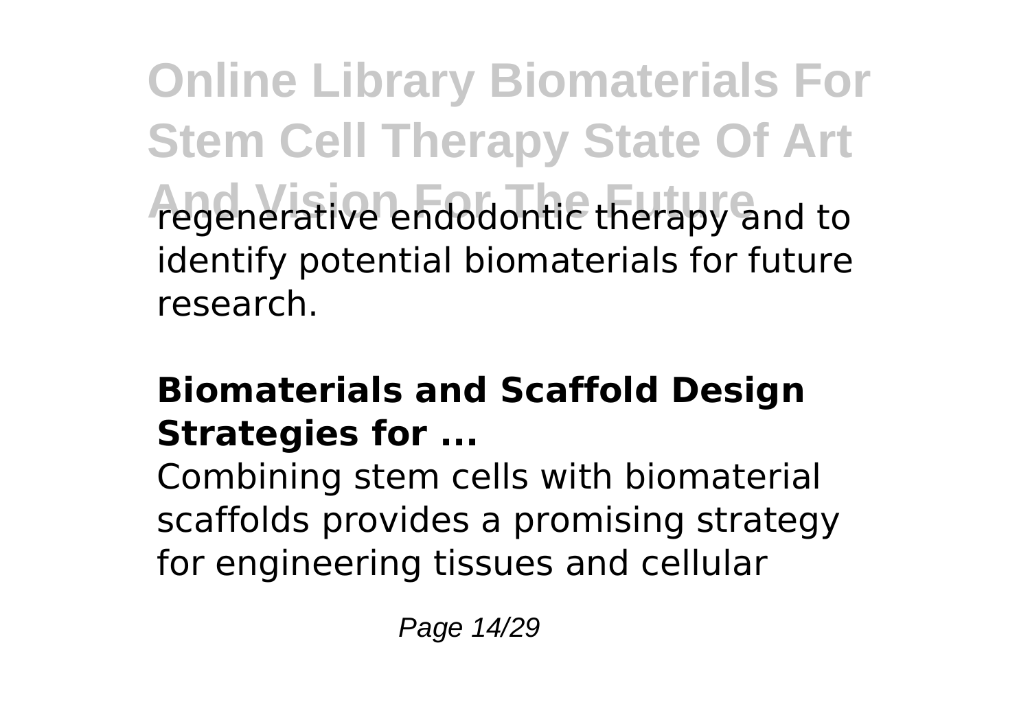regenerative endodontic therapy and to identify potential biomaterials for future research.

### Biomaterials and Scaffold Design Strategies for ...

Combining stem cells with biomaterial scaffolds provides a promising strategy for engineering tissues and cellular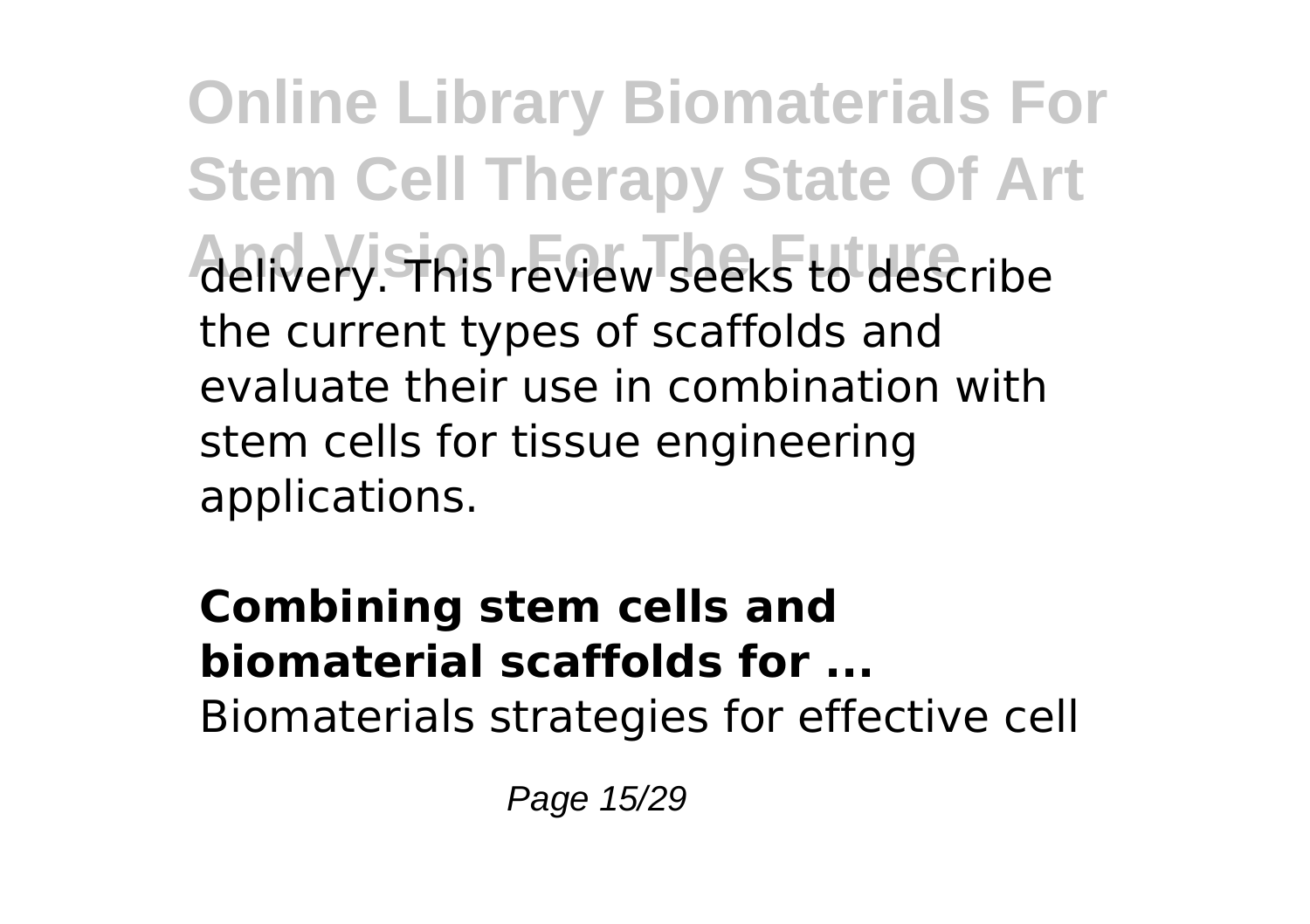delivery. This review seeks to describe the current types of scaffolds and evaluate their use in combination with stem cells for tissue engineering applications.

**Combining stem cells and biomaterial scaffolds for ...**

Biomaterials strategies for effective cell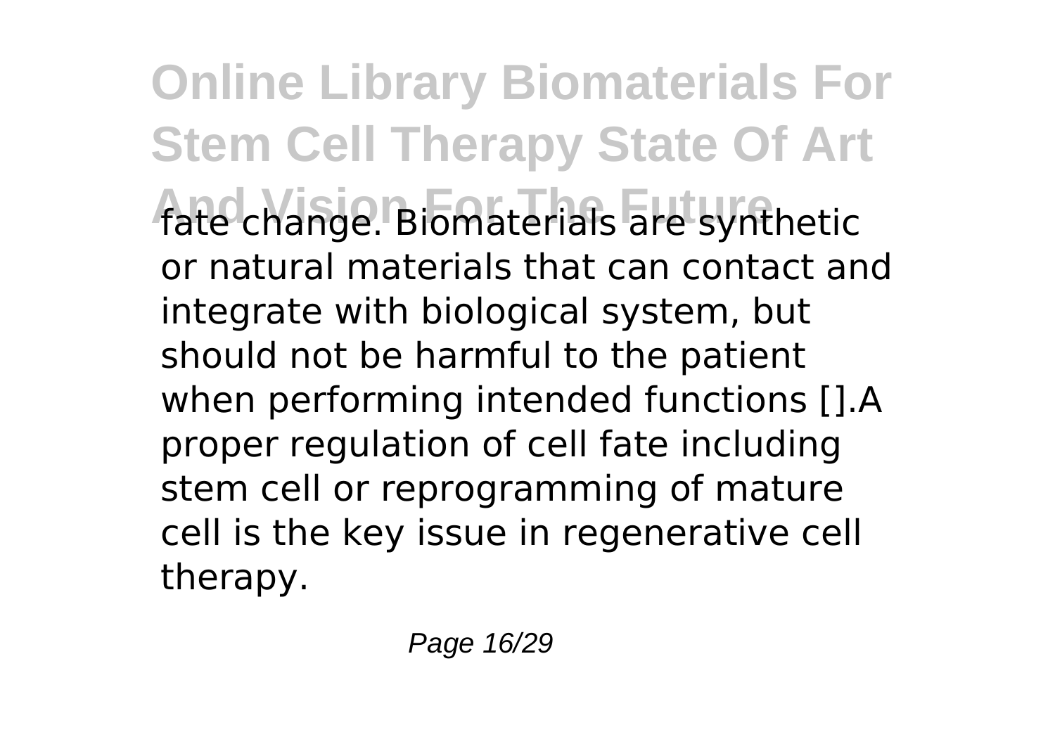fate change. Biomaterials are synthetic or natural materials that can contact and integrate with biological system, but should not be harmful to the patient when performing intended functions [].A proper regulation of cell fate including stem cell or reprogramming of mature cell is the key issue in regenerative cell therapy.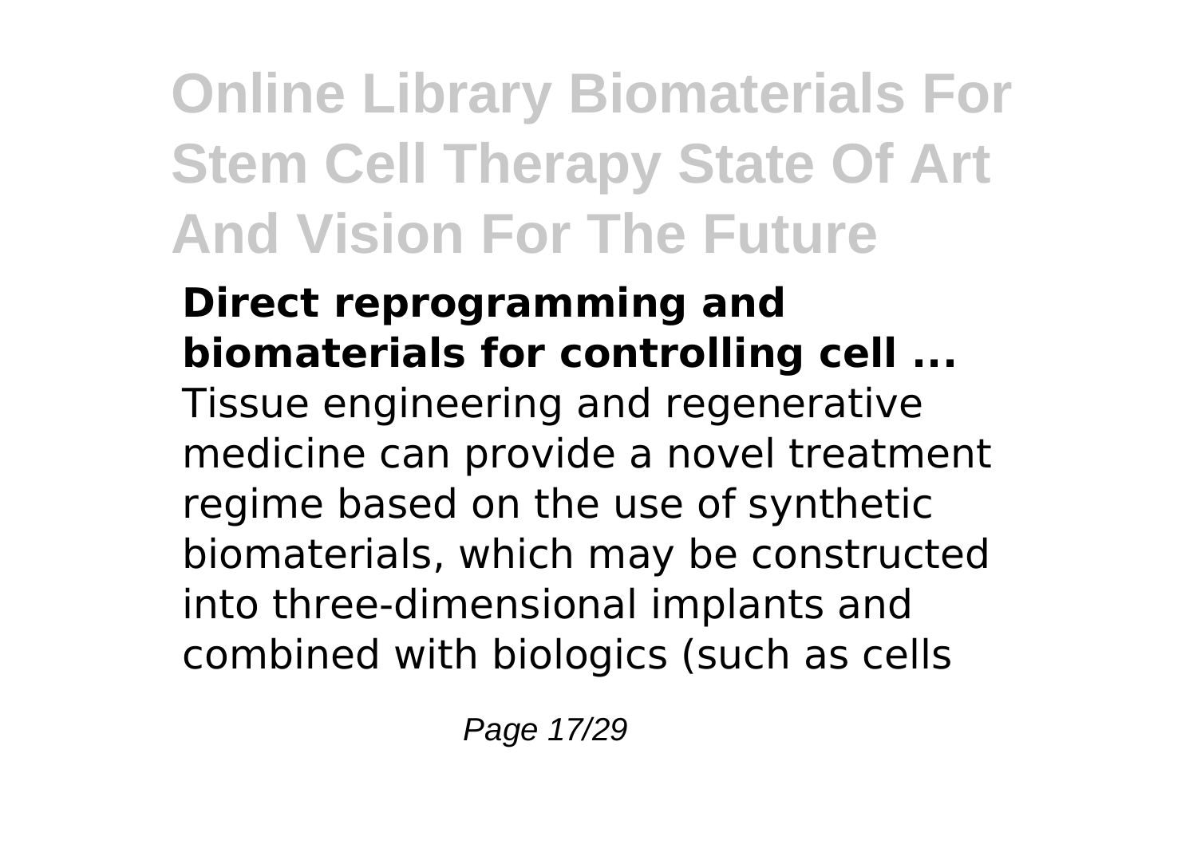**Direct reprogramming and biomaterials for controlling cell ...**

Tissue engineering and regenerative medicine can provide a novel treatment regime based on the use of synthetic biomaterials, which may be constructed into three-dimensional implants and combined with biologics (such as cells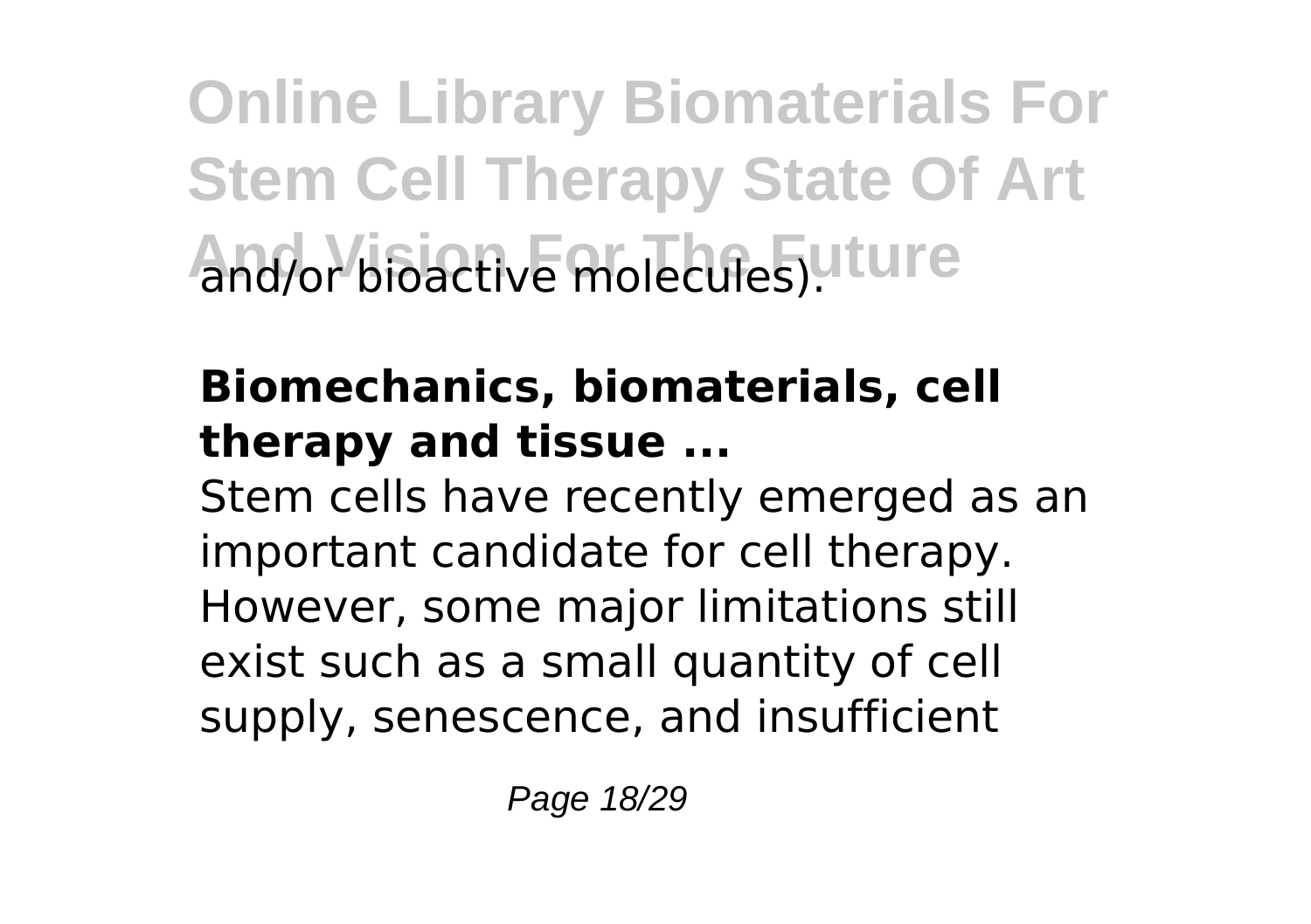and/or bioactive molecules).

**Biomechanics, biomaterials, cell therapy and tissue ...**

Stem cells have recently emerged as an important candidate for cell therapy. However, some major limitations still exist such as a small quantity of cell supply, senescence, and insufficient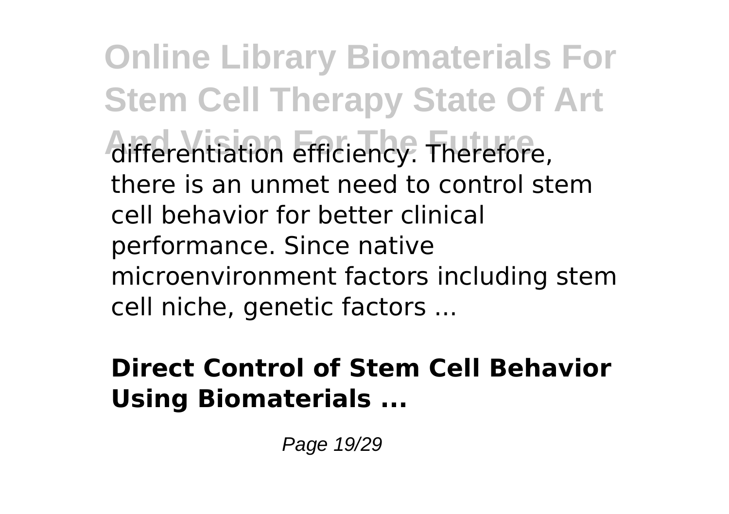differentiation efficiency. Therefore, there is an unmet need to control stem cell behavior for better clinical performance. Since native microenvironment factors including stem cell niche, genetic factors ...

**Direct Control of Stem Cell Behavior Using Biomaterials ...**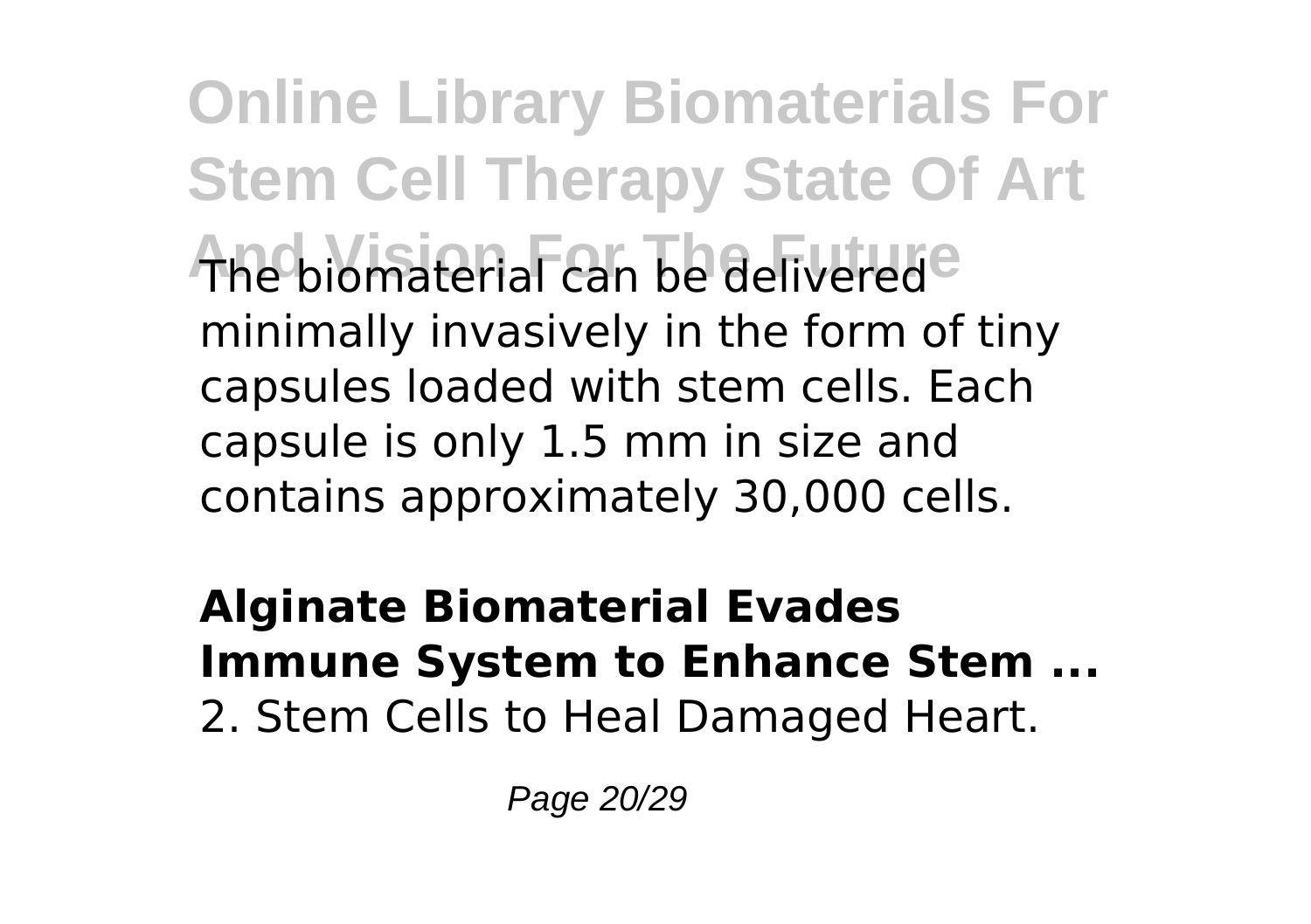The biomaterial can be delivered minimally invasively in the form of tiny capsules loaded with stem cells. Each capsule is only 1.5 mm in size and contains approximately 30,000 cells.

**Alginate Biomaterial Evades Immune System to Enhance Stem ...**

2. Stem Cells to Heal Damaged Heart.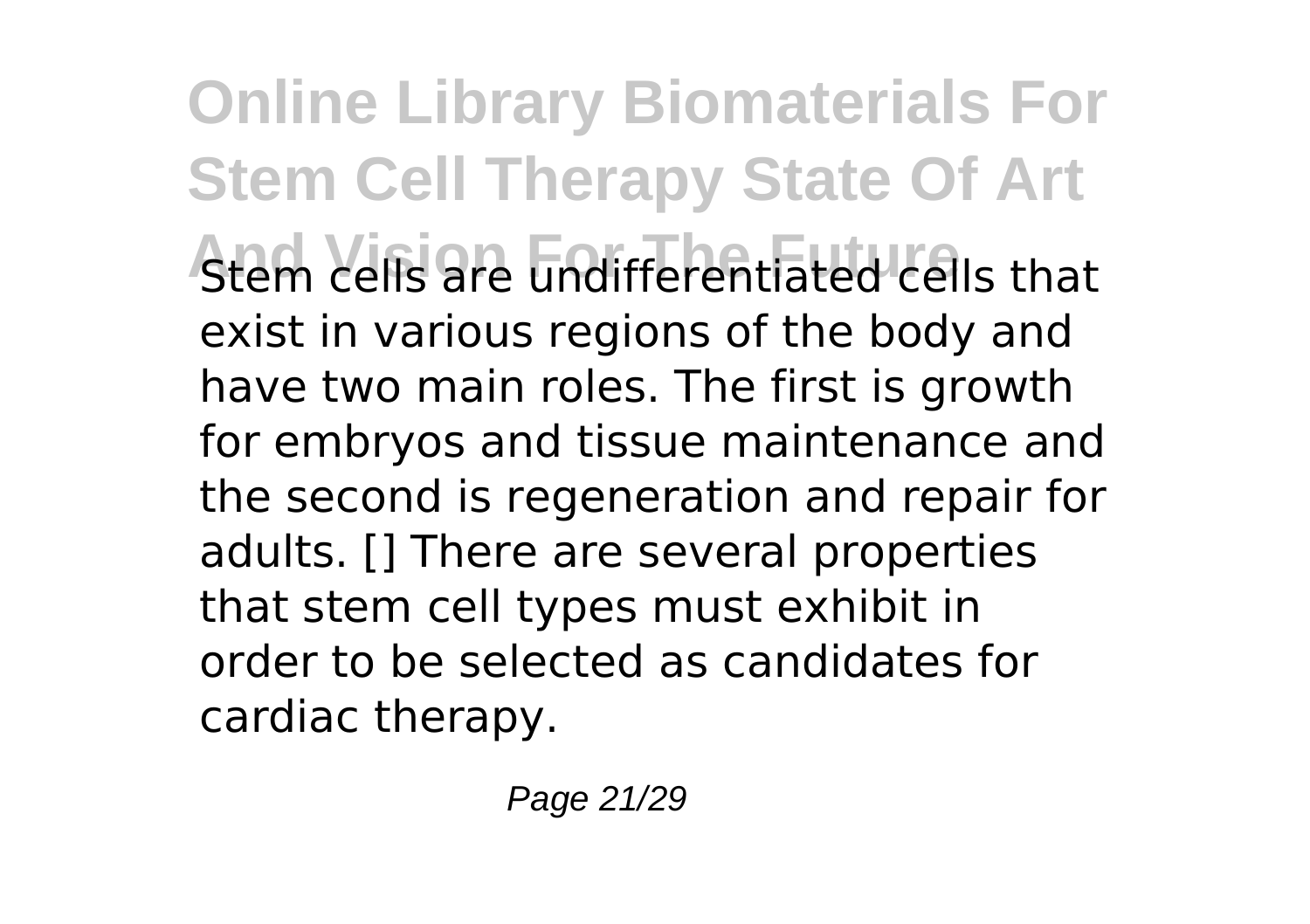Stem cells are undifferentiated cells that exist in various regions of the body and have two main roles. The first is growth for embryos and tissue maintenance and the second is regeneration and repair for adults. [] There are several properties that stem cell types must exhibit in order to be selected as candidates for cardiac therapy.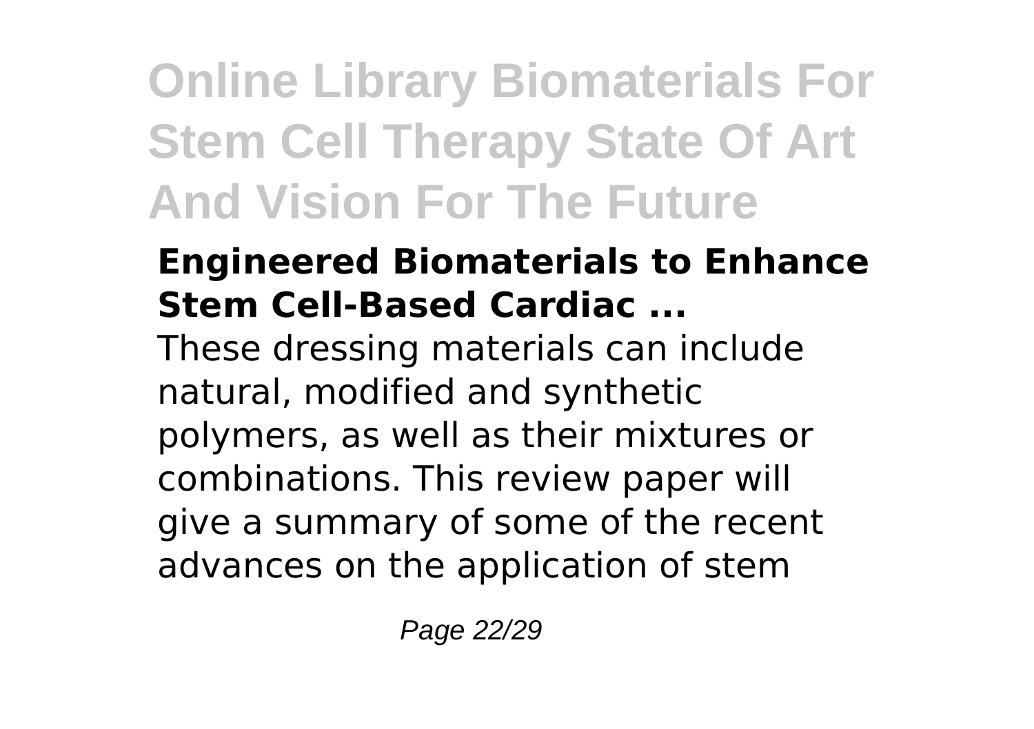**Engineered Biomaterials to Enhance Stem Cell-Based Cardiac ...**

These dressing materials can include natural, modified and synthetic polymers, as well as their mixtures or combinations. This review paper will give a summary of some of the recent advances on the application of stem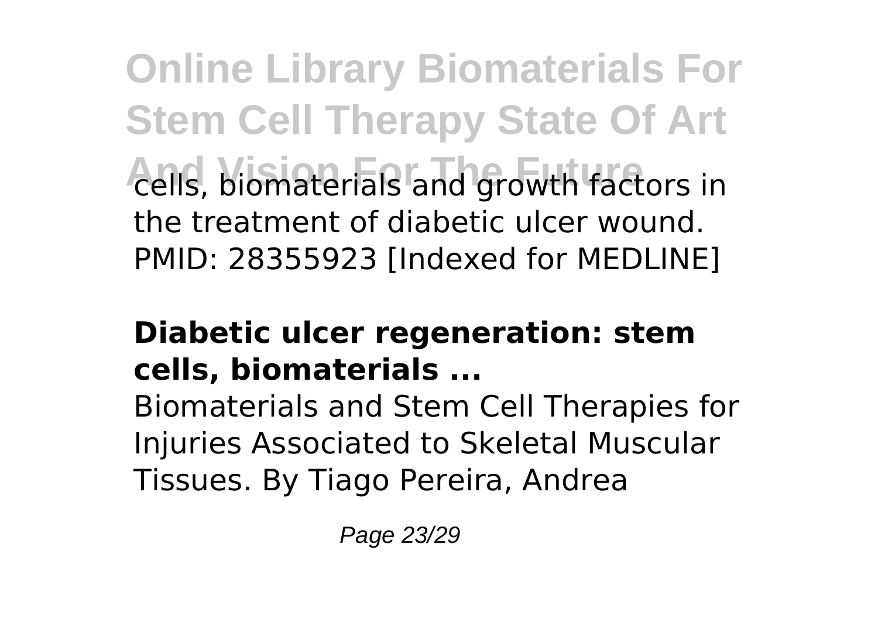cells, biomaterials and growth factors in the treatment of diabetic ulcer wound. PMID: 28355923 [Indexed for MEDLINE]

### Diabetic ulcer regeneration: stem cells, biomaterials ...

Biomaterials and Stem Cell Therapies for Injuries Associated to Skeletal Muscular Tissues. By Tiago Pereira, Andrea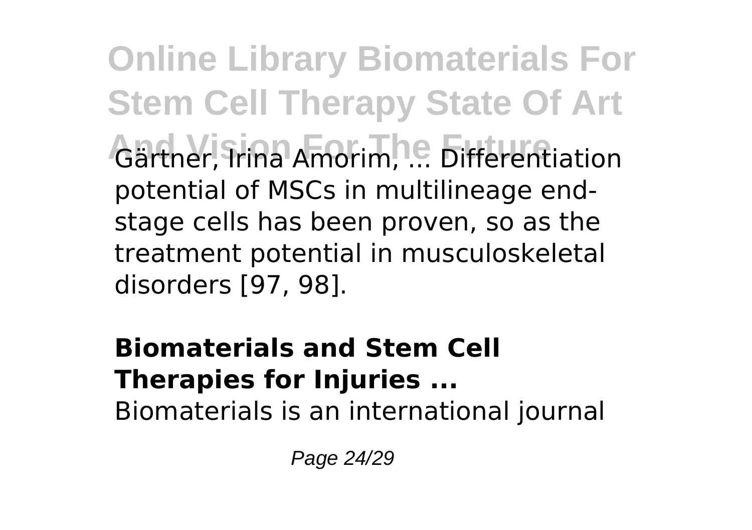Gärtner, Irina Amorim, ... Differentiation potential of MSCs in multilineage end-stage cells has been proven, so as the treatment potential in musculoskeletal disorders [97, 98].

## Biomaterials and Stem Cell Therapies for Injuries ...

Biomaterials is an international journal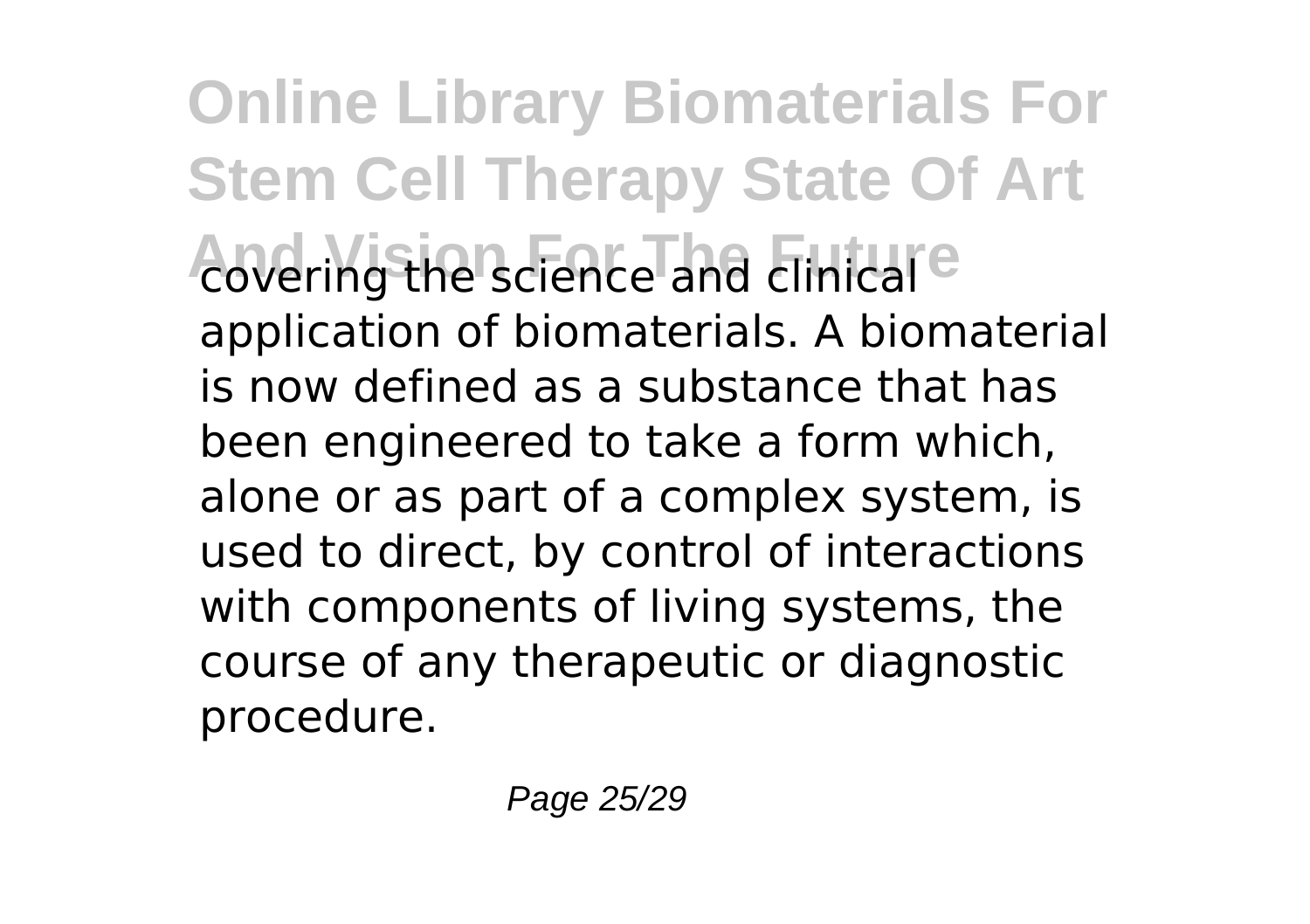covering the science and clinical application of biomaterials. A biomaterial is now defined as a substance that has been engineered to take a form which, alone or as part of a complex system, is used to direct, by control of interactions with components of living systems, the course of any therapeutic or diagnostic procedure.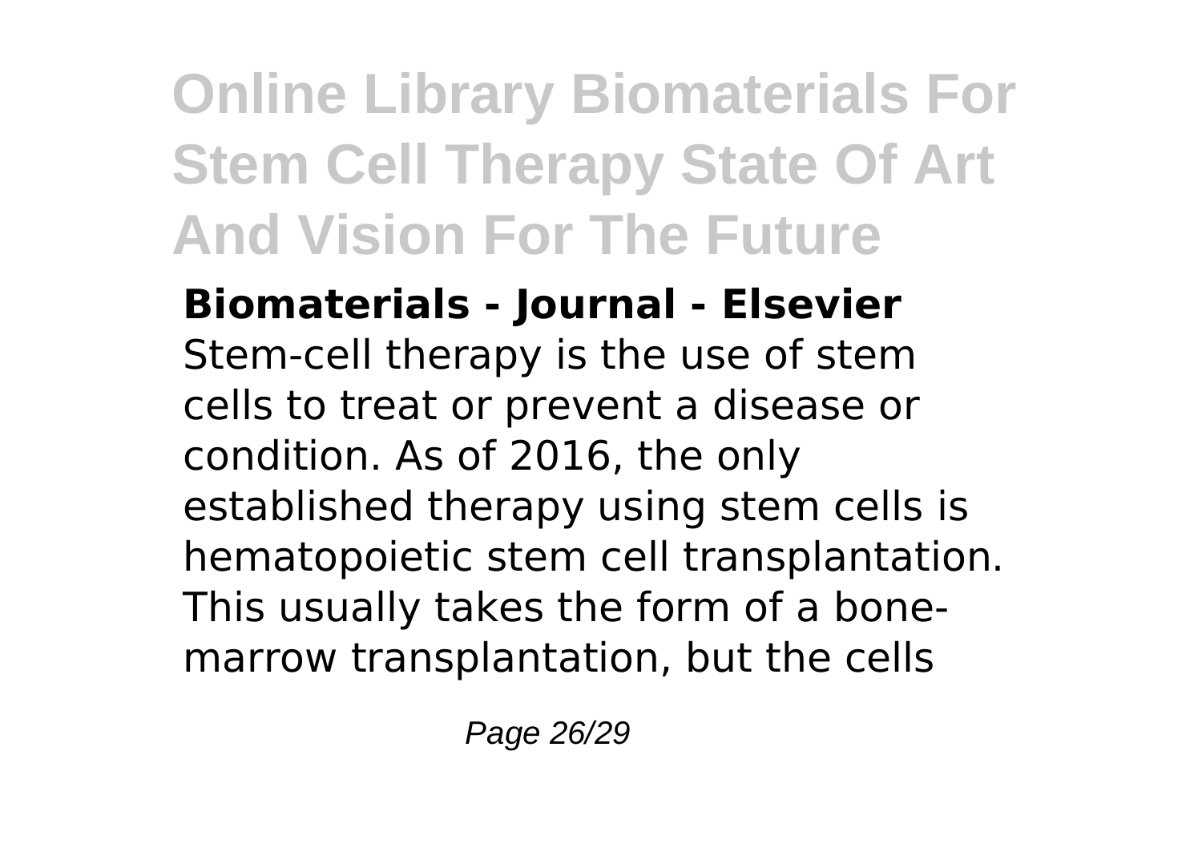**Biomaterials - Journal - Elsevier**

Stem-cell therapy is the use of stem cells to treat or prevent a disease or condition. As of 2016, the only established therapy using stem cells is hematopoietic stem cell transplantation. This usually takes the form of a bone-marrow transplantation, but the cells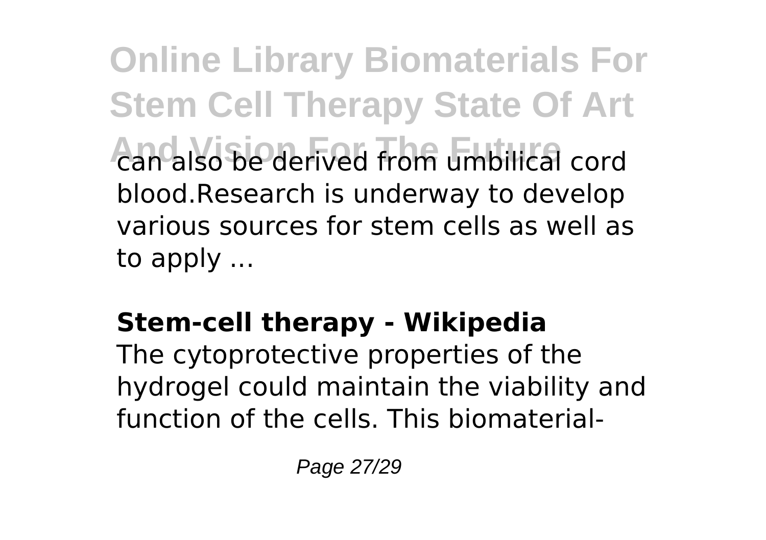can also be derived from umbilical cord blood.Research is underway to develop various sources for stem cells as well as to apply ...

## Stem-cell therapy - Wikipedia

The cytoprotective properties of the hydrogel could maintain the viability and function of the cells. This biomaterial-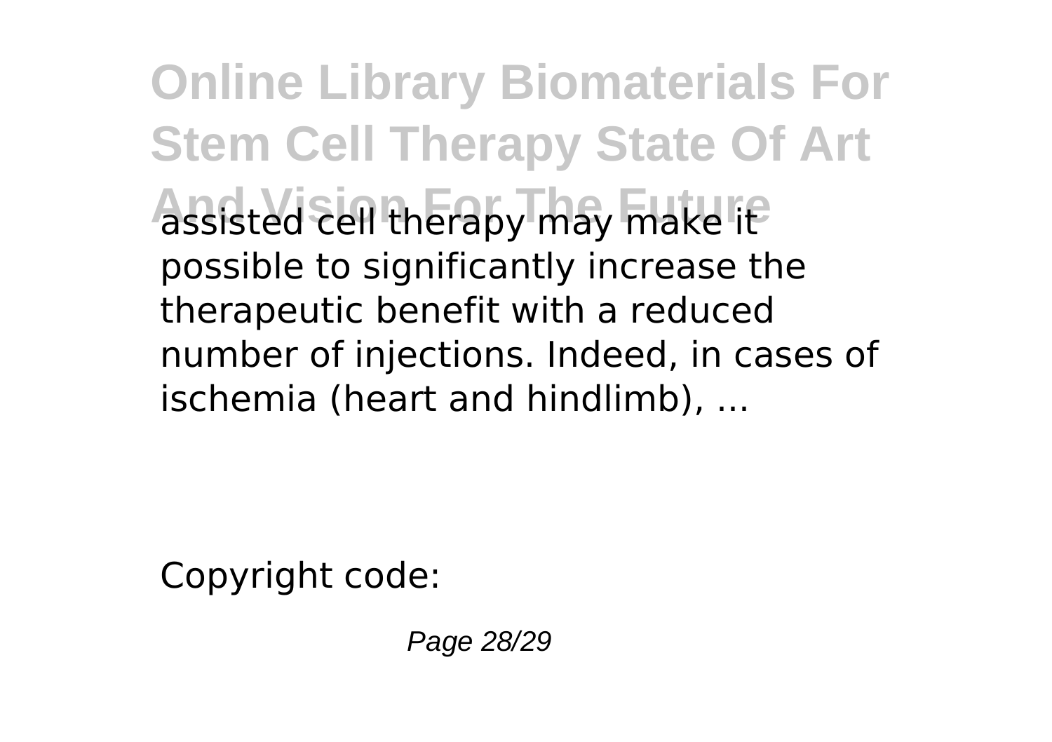assisted cell therapy may make it possible to significantly increase the therapeutic benefit with a reduced number of injections. Indeed, in cases of ischemia (heart and hindlimb), ...

Copyright code: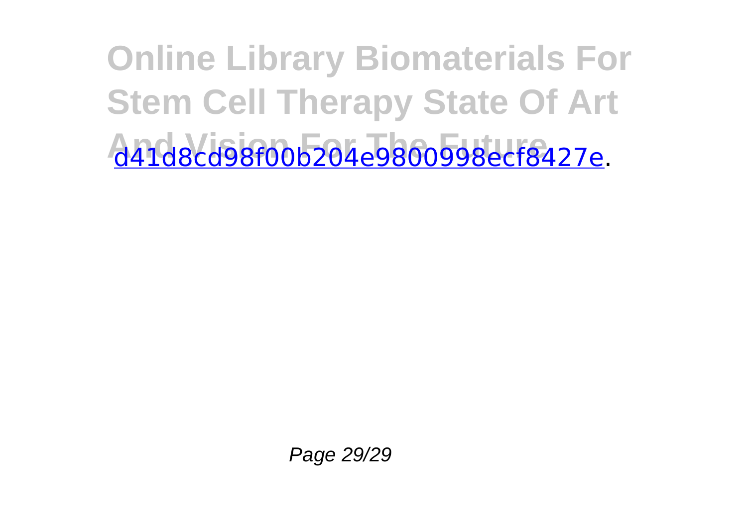[d41d8cd98f00b204e9800998ecf8427e](d41d8cd98f00b204e9800998ecf8427e).